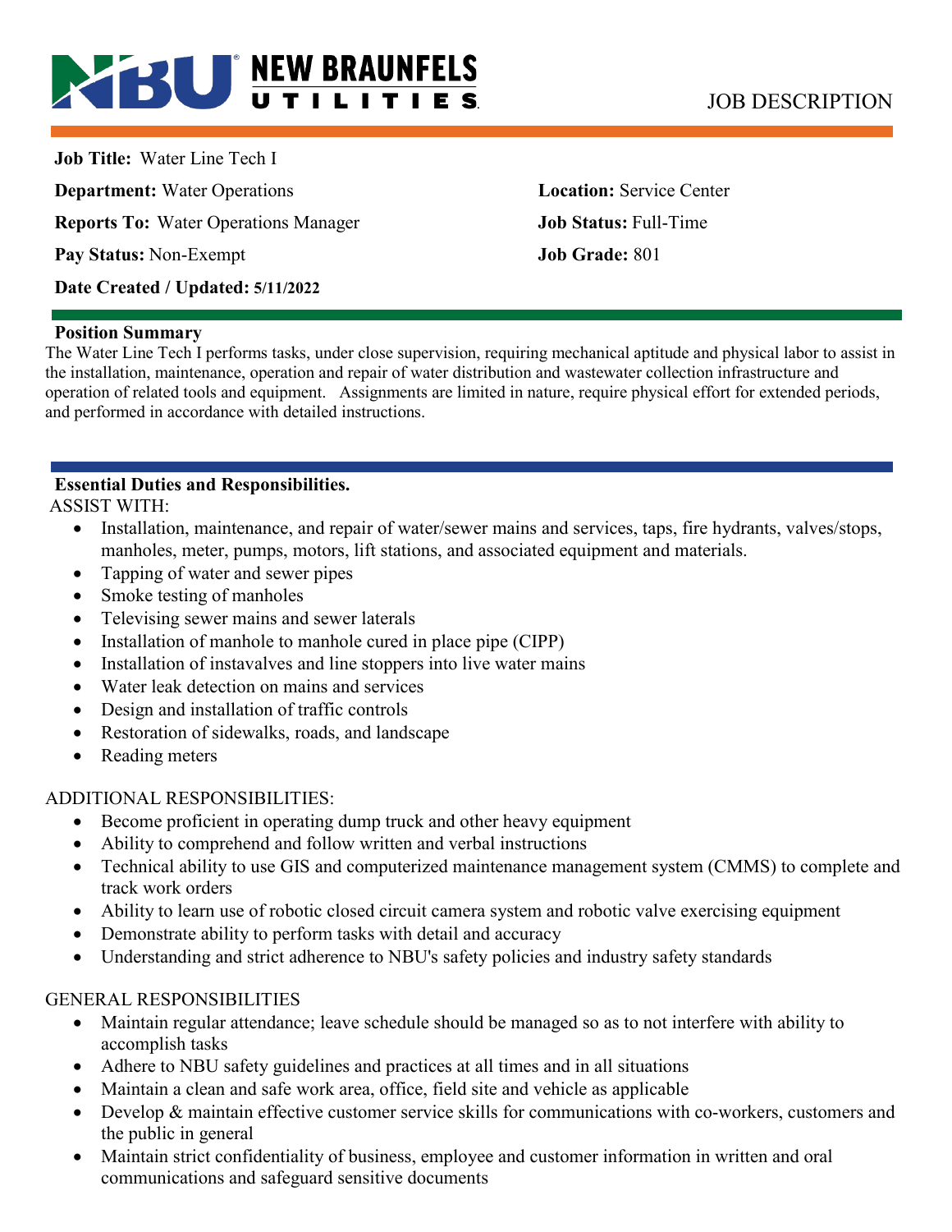NEW BRAUNFELS UTILITIES

JOB DESCRIPTION

**Job Title:** Water Line Tech I

**Department:** Water Operations

**Location:** Service Center

**Reports To:** Water Operations Manager

**Job Status:** Full-Time

**Pay Status:** Non-Exempt

**Job Grade:** 801

**Date Created / Updated: 5/11/2022**

## Position Summary

The Water Line Tech I performs tasks, under close supervision, requiring mechanical aptitude and physical labor to assist in the installation, maintenance, operation and repair of water distribution and wastewater collection infrastructure and operation of related tools and equipment. Assignments are limited in nature, require physical effort for extended periods, and performed in accordance with detailed instructions.

## Essential Duties and Responsibilities.

ASSIST WITH:

- Installation, maintenance, and repair of water/sewer mains and services, taps, fire hydrants, valves/stops, manholes, meter, pumps, motors, lift stations, and associated equipment and materials.
- Tapping of water and sewer pipes
- Smoke testing of manholes
- Televising sewer mains and sewer laterals
- Installation of manhole to manhole cured in place pipe (CIPP)
- Installation of instavalves and line stoppers into live water mains
- Water leak detection on mains and services
- Design and installation of traffic controls
- Restoration of sidewalks, roads, and landscape
- Reading meters

ADDITIONAL RESPONSIBILITIES:

- Become proficient in operating dump truck and other heavy equipment
- Ability to comprehend and follow written and verbal instructions
- Technical ability to use GIS and computerized maintenance management system (CMMS) to complete and track work orders
- Ability to learn use of robotic closed circuit camera system and robotic valve exercising equipment
- Demonstrate ability to perform tasks with detail and accuracy
- Understanding and strict adherence to NBU's safety policies and industry safety standards

GENERAL RESPONSIBILITIES

- Maintain regular attendance; leave schedule should be managed so as to not interfere with ability to accomplish tasks
- Adhere to NBU safety guidelines and practices at all times and in all situations
- Maintain a clean and safe work area, office, field site and vehicle as applicable
- Develop & maintain effective customer service skills for communications with co-workers, customers and the public in general
- Maintain strict confidentiality of business, employee and customer information in written and oral communications and safeguard sensitive documents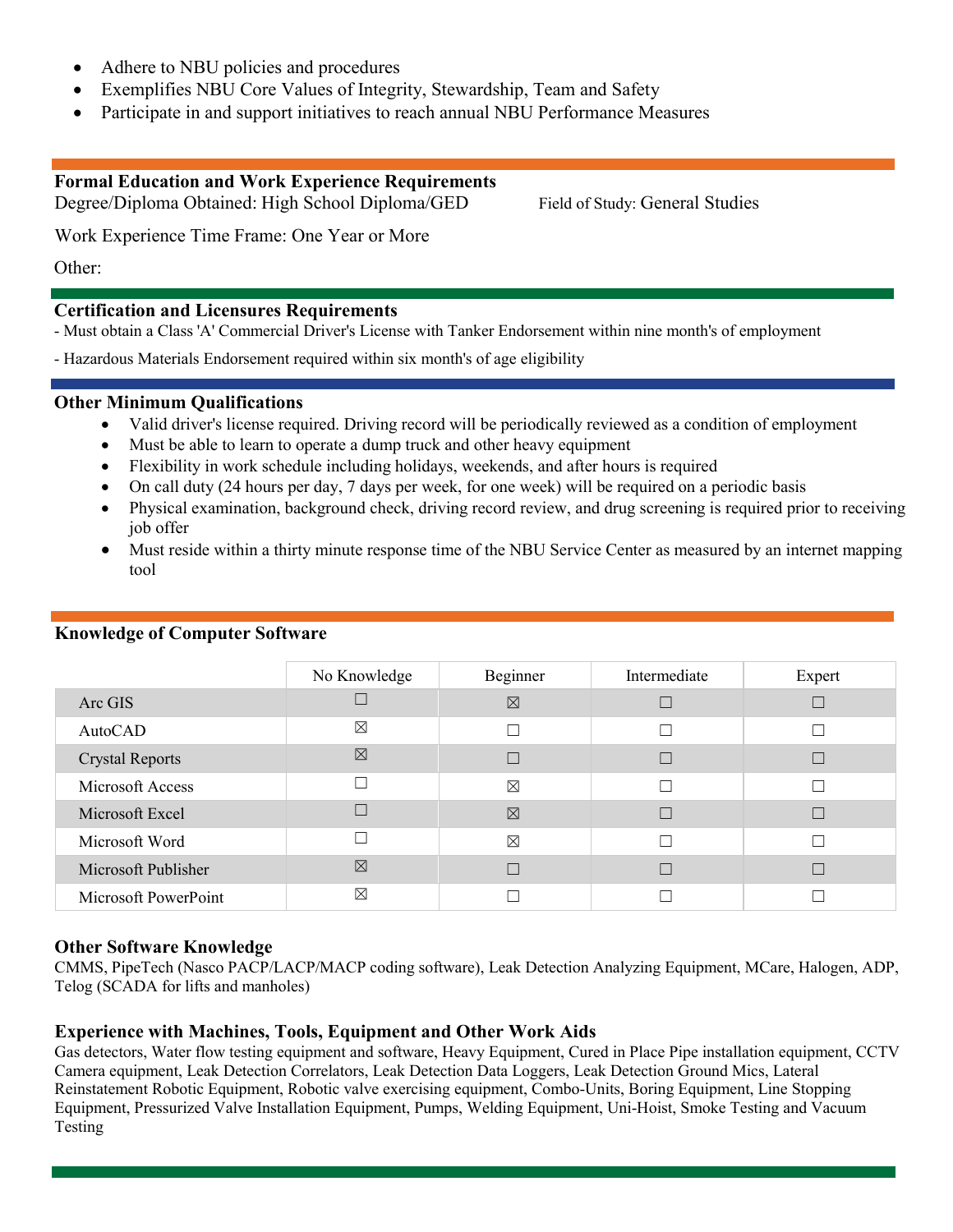- Adhere to NBU policies and procedures
- Exemplifies NBU Core Values of Integrity, Stewardship, Team and Safety
- Participate in and support initiatives to reach annual NBU Performance Measures

## Formal Education and Work Experience Requirements

Degree/Diploma Obtained: High School Diploma/GED

Field of Study: General Studies

Work Experience Time Frame: One Year or More

Other:

## Certification and Licensures Requirements

- Must obtain a Class 'A' Commercial Driver's License with Tanker Endorsement within nine month's of employment

- Hazardous Materials Endorsement required within six month's of age eligibility

## Other Minimum Qualifications

- Valid driver's license required. Driving record will be periodically reviewed as a condition of employment
- Must be able to learn to operate a dump truck and other heavy equipment
- Flexibility in work schedule including holidays, weekends, and after hours is required
- On call duty (24 hours per day, 7 days per week, for one week) will be required on a periodic basis
- Physical examination, background check, driving record review, and drug screening is required prior to receiving job offer
- Must reside within a thirty minute response time of the NBU Service Center as measured by an internet mapping tool

## Knowledge of Computer Software

| | No Knowledge | Beginner | Intermediate | Expert |
|---|---|---|---|---|
| Arc GIS | ☐ | ☒ | ☐ | ☐ |
| AutoCAD | ☒ | ☐ | ☐ | ☐ |
| Crystal Reports | ☒ | ☐ | ☐ | ☐ |
| Microsoft Access | ☐ | ☒ | ☐ | ☐ |
| Microsoft Excel | ☐ | ☒ | ☐ | ☐ |
| Microsoft Word | ☐ | ☒ | ☐ | ☐ |
| Microsoft Publisher | ☒ | ☐ | ☐ | ☐ |
| Microsoft PowerPoint | ☒ | ☐ | ☐ | ☐ |

## Other Software Knowledge

CMMS, PipeTech (Nasco PACP/LACP/MACP coding software), Leak Detection Analyzing Equipment, MCare, Halogen, ADP, Telog (SCADA for lifts and manholes)

## Experience with Machines, Tools, Equipment and Other Work Aids

Gas detectors, Water flow testing equipment and software, Heavy Equipment, Cured in Place Pipe installation equipment, CCTV Camera equipment, Leak Detection Correlators, Leak Detection Data Loggers, Leak Detection Ground Mics, Lateral Reinstatement Robotic Equipment, Robotic valve exercising equipment, Combo-Units, Boring Equipment, Line Stopping Equipment, Pressurized Valve Installation Equipment, Pumps, Welding Equipment, Uni-Hoist, Smoke Testing and Vacuum Testing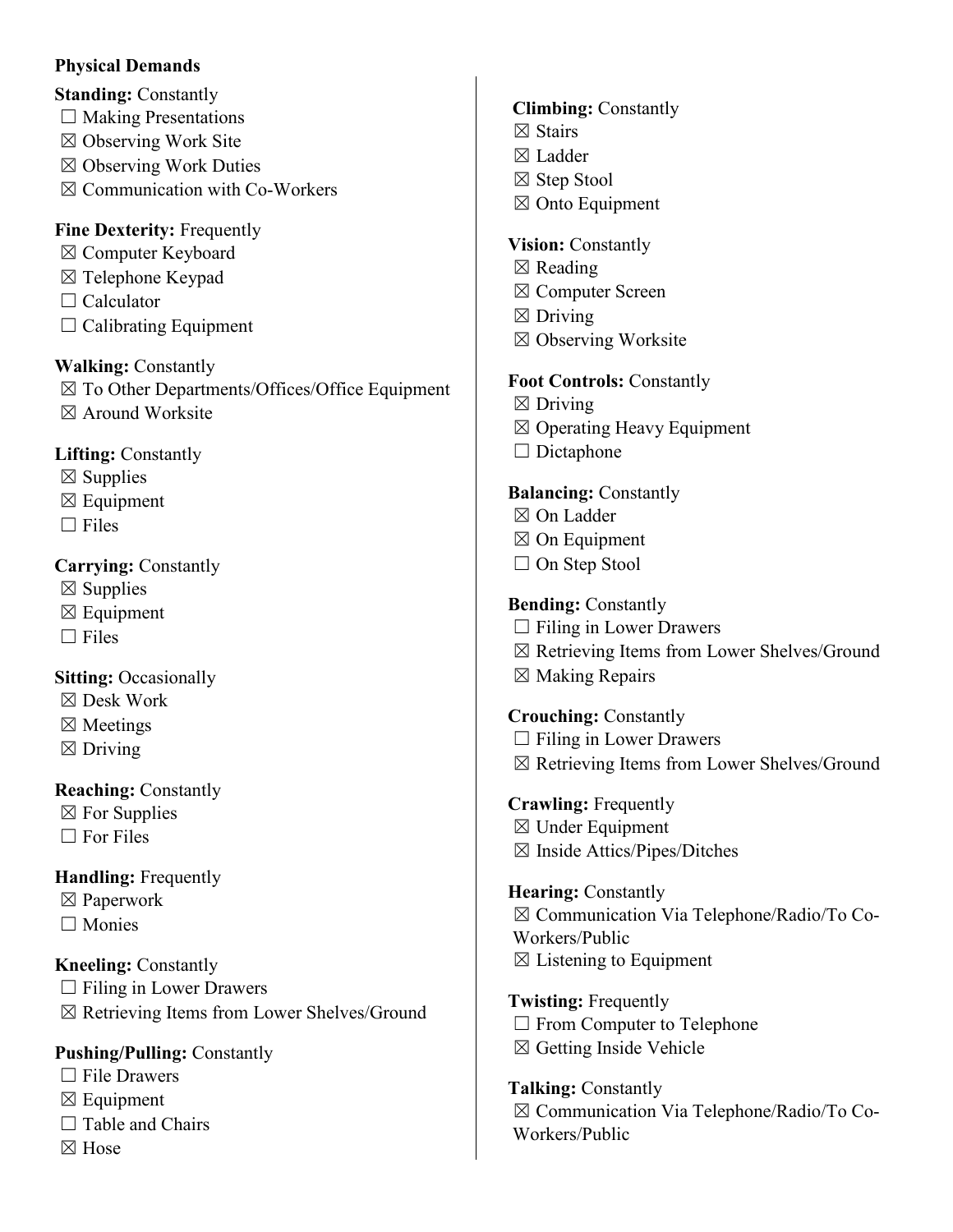**Physical Demands**

**Standing:** Constantly
☐ Making Presentations
☒ Observing Work Site
☒ Observing Work Duties
☒ Communication with Co-Workers

**Fine Dexterity:** Frequently
☒ Computer Keyboard
☒ Telephone Keypad
☐ Calculator
☐ Calibrating Equipment

**Walking:** Constantly
☒ To Other Departments/Offices/Office Equipment
☒ Around Worksite

**Lifting:** Constantly
☒ Supplies
☒ Equipment
☐ Files

**Carrying:** Constantly
☒ Supplies
☒ Equipment
☐ Files

**Sitting:** Occasionally
☒ Desk Work
☒ Meetings
☒ Driving

**Reaching:** Constantly
☒ For Supplies
☐ For Files

**Handling:** Frequently
☒ Paperwork
☐ Monies

**Kneeling:** Constantly
☐ Filing in Lower Drawers
☒ Retrieving Items from Lower Shelves/Ground

**Pushing/Pulling:** Constantly
☐ File Drawers
☒ Equipment
☐ Table and Chairs
☒ Hose

**Climbing:** Constantly
☒ Stairs
☒ Ladder
☒ Step Stool
☒ Onto Equipment

**Vision:** Constantly
☒ Reading
☒ Computer Screen
☒ Driving
☒ Observing Worksite

**Foot Controls:** Constantly
☒ Driving
☒ Operating Heavy Equipment
☐ Dictaphone

**Balancing:** Constantly
☒ On Ladder
☒ On Equipment
☐ On Step Stool

**Bending:** Constantly
☐ Filing in Lower Drawers
☒ Retrieving Items from Lower Shelves/Ground
☒ Making Repairs

**Crouching:** Constantly
☐ Filing in Lower Drawers
☒ Retrieving Items from Lower Shelves/Ground

**Crawling:** Frequently
☒ Under Equipment
☒ Inside Attics/Pipes/Ditches

**Hearing:** Constantly
☒ Communication Via Telephone/Radio/To Co-Workers/Public
☒ Listening to Equipment

**Twisting:** Frequently
☐ From Computer to Telephone
☒ Getting Inside Vehicle

**Talking:** Constantly
☒ Communication Via Telephone/Radio/To Co-Workers/Public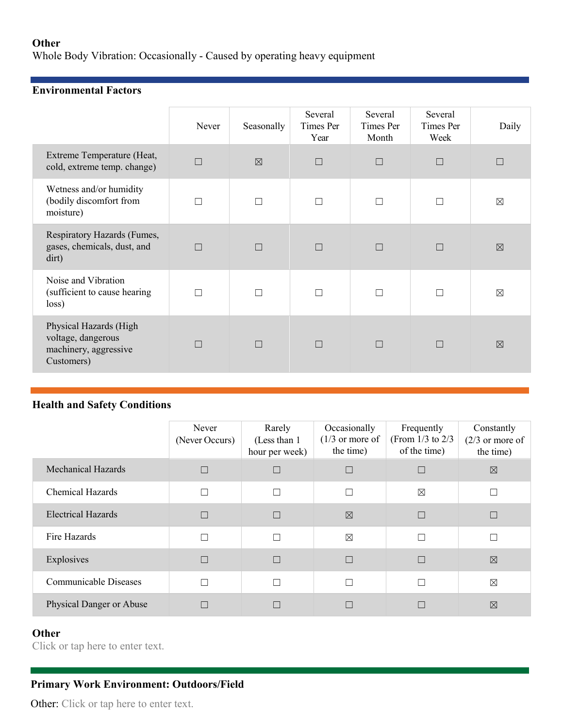**Other**

Whole Body Vibration: Occasionally - Caused by operating heavy equipment

**Environmental Factors**

| | Never | Seasonally | Several Times Per Year | Several Times Per Month | Several Times Per Week | Daily |
|---|---|---|---|---|---|---|
| Extreme Temperature (Heat, cold, extreme temp. change) | ☐ | ☒ | ☐ | ☐ | ☐ | ☐ |
| Wetness and/or humidity (bodily discomfort from moisture) | ☐ | ☐ | ☐ | ☐ | ☐ | ☒ |
| Respiratory Hazards (Fumes, gases, chemicals, dust, and dirt) | ☐ | ☐ | ☐ | ☐ | ☐ | ☒ |
| Noise and Vibration (sufficient to cause hearing loss) | ☐ | ☐ | ☐ | ☐ | ☐ | ☒ |
| Physical Hazards (High voltage, dangerous machinery, aggressive Customers) | ☐ | ☐ | ☐ | ☐ | ☐ | ☒ |

**Health and Safety Conditions**

| | Never (Never Occurs) | Rarely (Less than 1 hour per week) | Occasionally (1/3 or more of the time) | Frequently (From 1/3 to 2/3 of the time) | Constantly (2/3 or more of the time) |
|---|---|---|---|---|---|
| Mechanical Hazards | ☐ | ☐ | ☐ | ☐ | ☒ |
| Chemical Hazards | ☐ | ☐ | ☐ | ☒ | ☐ |
| Electrical Hazards | ☐ | ☐ | ☒ | ☐ | ☐ |
| Fire Hazards | ☐ | ☐ | ☒ | ☐ | ☐ |
| Explosives | ☐ | ☐ | ☐ | ☐ | ☒ |
| Communicable Diseases | ☐ | ☐ | ☐ | ☐ | ☒ |
| Physical Danger or Abuse | ☐ | ☐ | ☐ | ☐ | ☒ |

**Other**

Click or tap here to enter text.

**Primary Work Environment: Outdoors/Field**

Other: Click or tap here to enter text.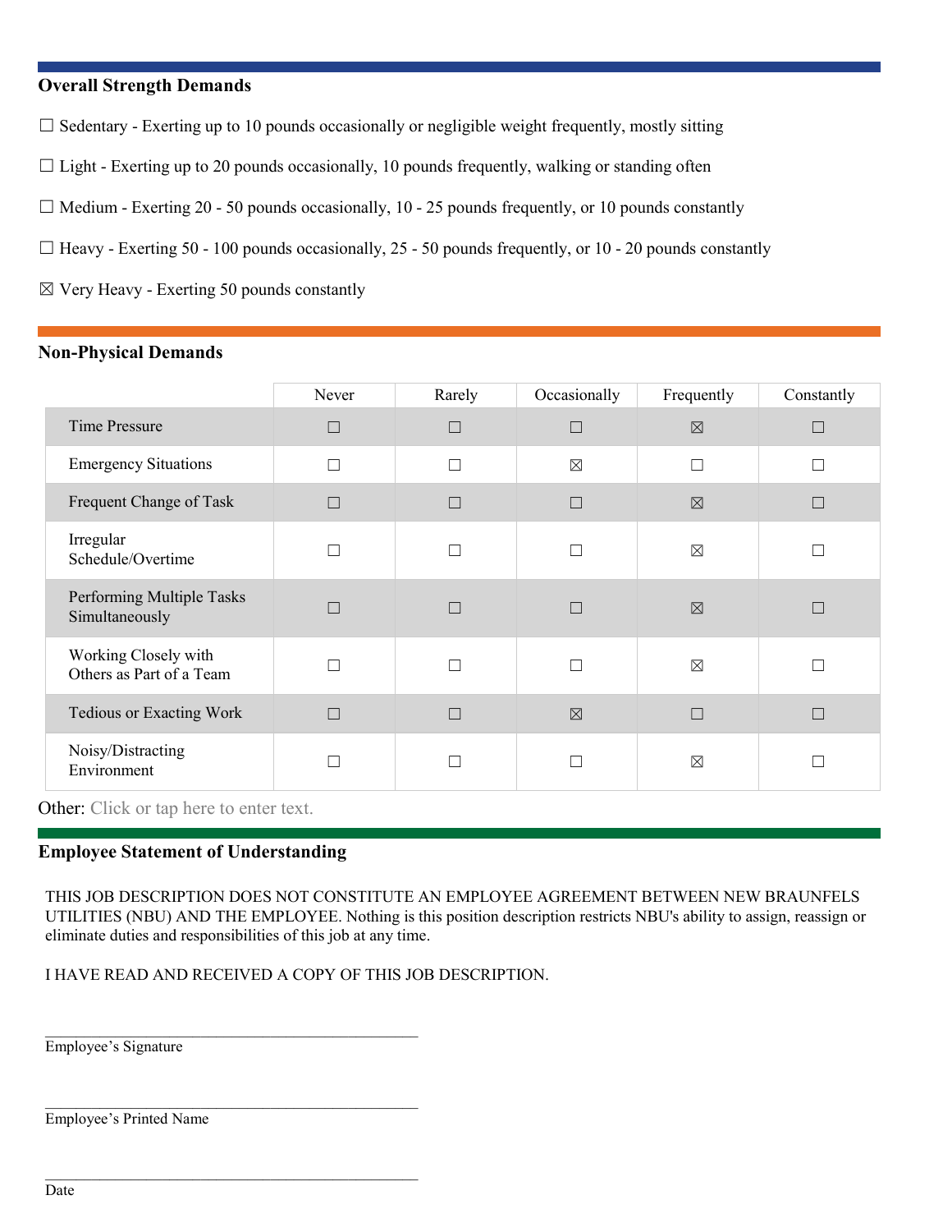## Overall Strength Demands

☐ Sedentary - Exerting up to 10 pounds occasionally or negligible weight frequently, mostly sitting

☐ Light - Exerting up to 20 pounds occasionally, 10 pounds frequently, walking or standing often

☐ Medium - Exerting 20 - 50 pounds occasionally, 10 - 25 pounds frequently, or 10 pounds constantly

☐ Heavy - Exerting 50 - 100 pounds occasionally, 25 - 50 pounds frequently, or 10 - 20 pounds constantly

☒ Very Heavy - Exerting 50 pounds constantly

## Non-Physical Demands

| | Never | Rarely | Occasionally | Frequently | Constantly |
|---|---|---|---|---|---|
| Time Pressure | ☐ | ☐ | ☐ | ☒ | ☐ |
| Emergency Situations | ☐ | ☐ | ☒ | ☐ | ☐ |
| Frequent Change of Task | ☐ | ☐ | ☐ | ☒ | ☐ |
| Irregular Schedule/Overtime | ☐ | ☐ | ☐ | ☒ | ☐ |
| Performing Multiple Tasks Simultaneously | ☐ | ☐ | ☐ | ☒ | ☐ |
| Working Closely with Others as Part of a Team | ☐ | ☐ | ☐ | ☒ | ☐ |
| Tedious or Exacting Work | ☐ | ☐ | ☒ | ☐ | ☐ |
| Noisy/Distracting Environment | ☐ | ☐ | ☐ | ☒ | ☐ |

Other: Click or tap here to enter text.

## Employee Statement of Understanding

THIS JOB DESCRIPTION DOES NOT CONSTITUTE AN EMPLOYEE AGREEMENT BETWEEN NEW BRAUNFELS UTILITIES (NBU) AND THE EMPLOYEE. Nothing is this position description restricts NBU's ability to assign, reassign or eliminate duties and responsibilities of this job at any time.

I HAVE READ AND RECEIVED A COPY OF THIS JOB DESCRIPTION.

\_\_\_\_\_\_\_\_\_\_\_\_\_\_\_\_\_\_\_\_\_\_\_\_\_\_\_\_\_\_\_\_\_\_\_\_\_\_\_\_\_\_\_\_\_\_
Employee's Signature

\_\_\_\_\_\_\_\_\_\_\_\_\_\_\_\_\_\_\_\_\_\_\_\_\_\_\_\_\_\_\_\_\_\_\_\_\_\_\_\_\_\_\_\_\_\_
Employee's Printed Name

\_\_\_\_\_\_\_\_\_\_\_\_\_\_\_\_\_\_\_\_\_\_\_\_\_\_\_\_\_\_\_\_\_\_\_\_\_\_\_\_\_\_\_\_\_\_
Date